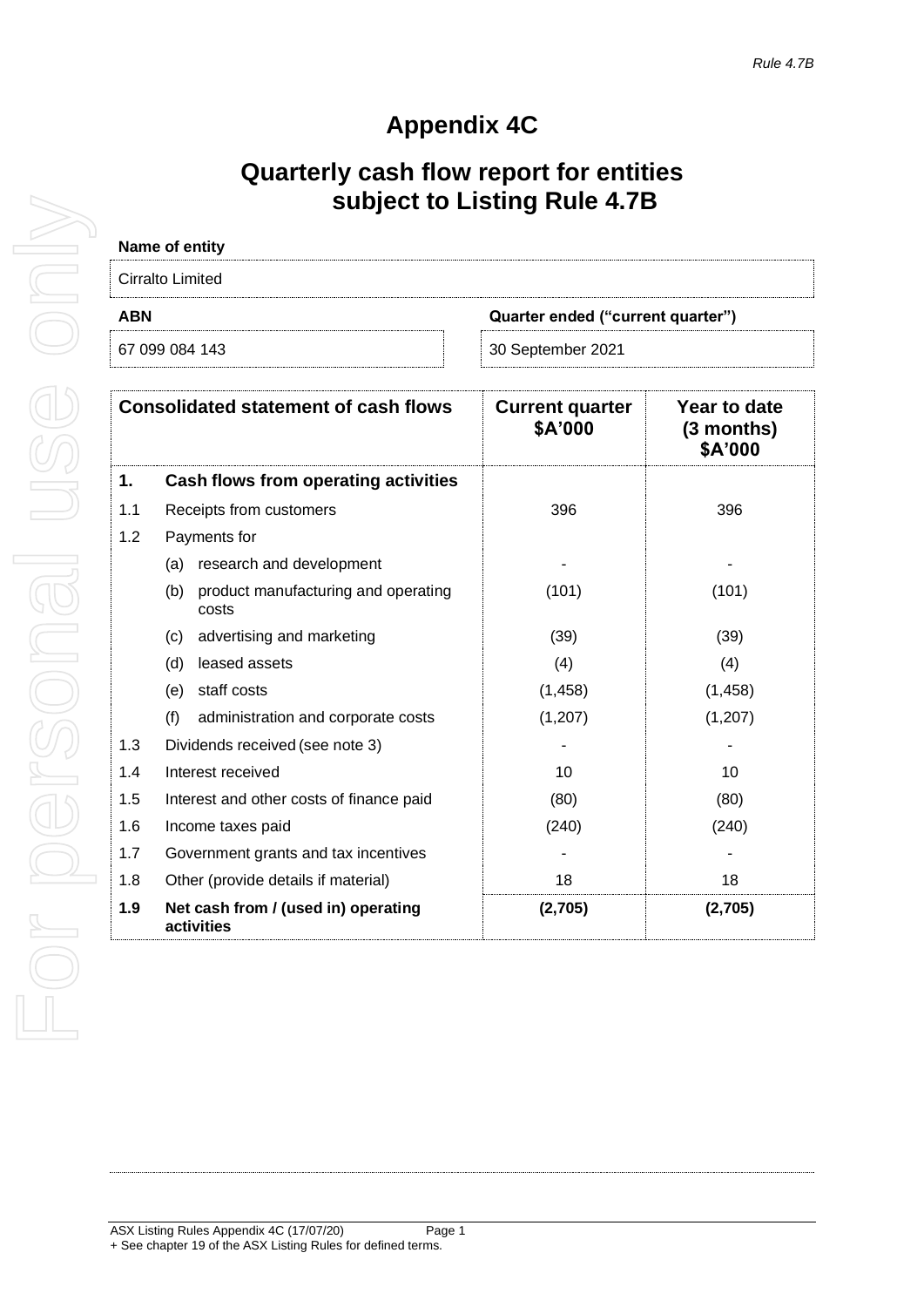# Appendix 4C

# Quarterly cash flow report for entities subject to Listing Rule 4.7B

**Name of entity**

Cirralto Limited

| ABN | Quarter ended ("current quarter") |
|---|---|
| 67 099 084 143 | 30 September 2021 |

| Consolidated statement of cash flows | | Current quarter \$A'000 | Year to date (3 months) \$A'000 |
|---|---|---|---|
| **1.** | **Cash flows from operating activities** | | |
| 1.1 | Receipts from customers | 396 | 396 |
| 1.2 | Payments for | | |
| | (a) research and development | - | - |
| | (b) product manufacturing and operating costs | (101) | (101) |
| | (c) advertising and marketing | (39) | (39) |
| | (d) leased assets | (4) | (4) |
| | (e) staff costs | (1,458) | (1,458) |
| | (f) administration and corporate costs | (1,207) | (1,207) |
| 1.3 | Dividends received (see note 3) | - | - |
| 1.4 | Interest received | 10 | 10 |
| 1.5 | Interest and other costs of finance paid | (80) | (80) |
| 1.6 | Income taxes paid | (240) | (240) |
| 1.7 | Government grants and tax incentives | - | - |
| 1.8 | Other (provide details if material) | 18 | 18 |
| **1.9** | **Net cash from / (used in) operating activities** | **(2,705)** | **(2,705)** |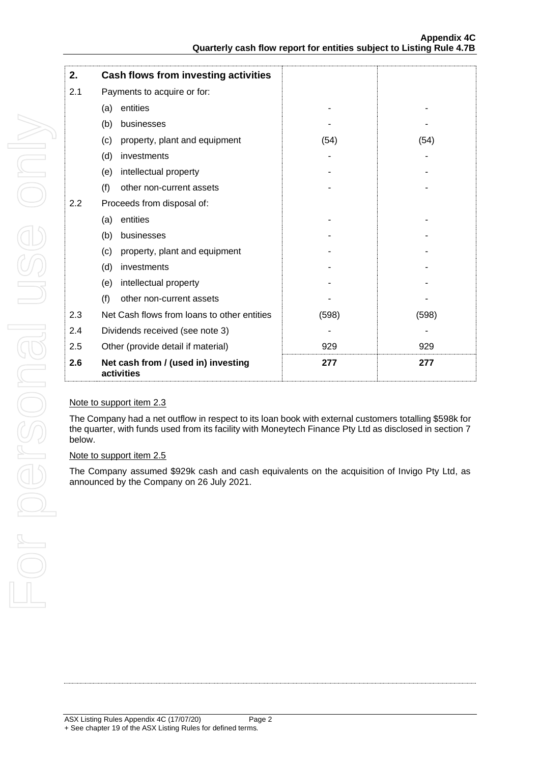| 2. | Cash flows from investing activities | | |
|---|---|---|---|
| 2.1 | Payments to acquire or for: | | |
| | (a) entities | - | - |
| | (b) businesses | - | - |
| | (c) property, plant and equipment | (54) | (54) |
| | (d) investments | - | - |
| | (e) intellectual property | - | - |
| | (f) other non-current assets | - | - |
| 2.2 | Proceeds from disposal of: | | |
| | (a) entities | - | - |
| | (b) businesses | - | - |
| | (c) property, plant and equipment | - | - |
| | (d) investments | - | - |
| | (e) intellectual property | - | - |
| | (f) other non-current assets | - | - |
| 2.3 | Net Cash flows from loans to other entities | (598) | (598) |
| 2.4 | Dividends received (see note 3) | - | - |
| 2.5 | Other (provide detail if material) | 929 | 929 |
| **2.6** | **Net cash from / (used in) investing activities** | **277** | **277** |

Note to support item 2.3

The Company had a net outflow in respect to its loan book with external customers totalling $598k for the quarter, with funds used from its facility with Moneytech Finance Pty Ltd as disclosed in section 7 below.

Note to support item 2.5

The Company assumed $929k cash and cash equivalents on the acquisition of Invigo Pty Ltd, as announced by the Company on 26 July 2021.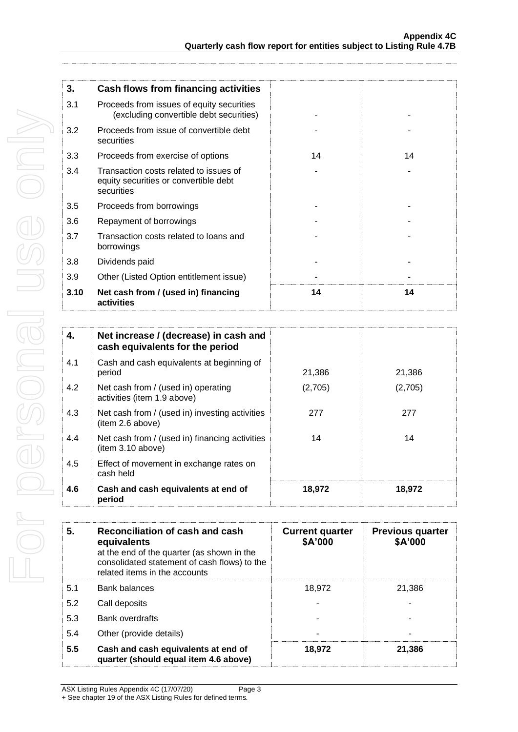| 3. | Cash flows from financing activities | | |
|---|---|---|---|
| 3.1 | Proceeds from issues of equity securities (excluding convertible debt securities) | - | - |
| 3.2 | Proceeds from issue of convertible debt securities | - | - |
| 3.3 | Proceeds from exercise of options | 14 | 14 |
| 3.4 | Transaction costs related to issues of equity securities or convertible debt securities | - | - |
| 3.5 | Proceeds from borrowings | - | - |
| 3.6 | Repayment of borrowings | - | - |
| 3.7 | Transaction costs related to loans and borrowings | - | - |
| 3.8 | Dividends paid | - | - |
| 3.9 | Other (Listed Option entitlement issue) | - | - |
| **3.10** | **Net cash from / (used in) financing activities** | **14** | **14** |

| 4. | Net increase / (decrease) in cash and cash equivalents for the period | | |
|---|---|---|---|
| 4.1 | Cash and cash equivalents at beginning of period | 21,386 | 21,386 |
| 4.2 | Net cash from / (used in) operating activities (item 1.9 above) | (2,705) | (2,705) |
| 4.3 | Net cash from / (used in) investing activities (item 2.6 above) | 277 | 277 |
| 4.4 | Net cash from / (used in) financing activities (item 3.10 above) | 14 | 14 |
| 4.5 | Effect of movement in exchange rates on cash held | | |
| **4.6** | **Cash and cash equivalents at end of period** | **18,972** | **18,972** |

| 5. | **Reconciliation of cash and cash equivalents** at the end of the quarter (as shown in the consolidated statement of cash flows) to the related items in the accounts | **Current quarter \$A'000** | **Previous quarter \$A'000** |
|---|---|---|---|
| 5.1 | Bank balances | 18,972 | 21,386 |
| 5.2 | Call deposits | - | - |
| 5.3 | Bank overdrafts | - | - |
| 5.4 | Other (provide details) | - | - |
| **5.5** | **Cash and cash equivalents at end of quarter (should equal item 4.6 above)** | **18,972** | **21,386** |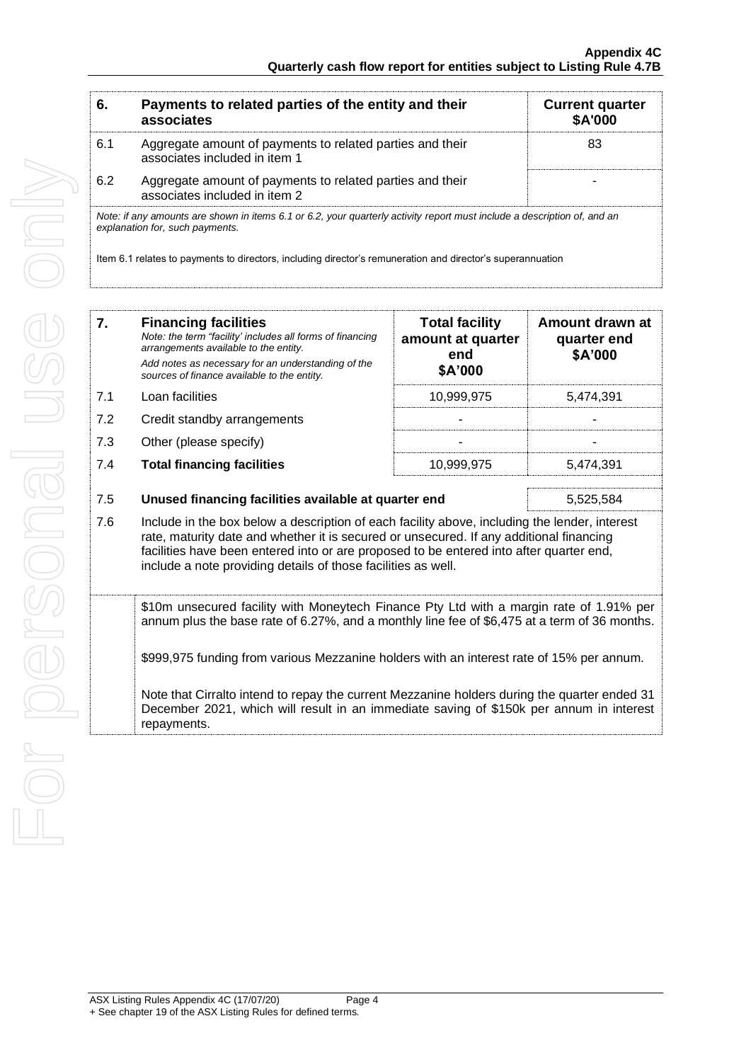| 6. | Payments to related parties of the entity and their associates | Current quarter $A'000 |
|---|---|---|
| 6.1 | Aggregate amount of payments to related parties and their associates included in item 1 | 83 |
| 6.2 | Aggregate amount of payments to related parties and their associates included in item 2 | - |

*Note: if any amounts are shown in items 6.1 or 6.2, your quarterly activity report must include a description of, and an explanation for, such payments.*

Item 6.1 relates to payments to directors, including director's remuneration and director's superannuation

| 7. | **Financing facilities** *Note: the term "facility' includes all forms of financing arrangements available to the entity.* *Add notes as necessary for an understanding of the sources of finance available to the entity.* | **Total facility amount at quarter end $A'000** | **Amount drawn at quarter end $A'000** |
|---|---|---|---|
| 7.1 | Loan facilities | 10,999,975 | 5,474,391 |
| 7.2 | Credit standby arrangements | - | - |
| 7.3 | Other (please specify) | - | - |
| 7.4 | **Total financing facilities** | 10,999,975 | 5,474,391 |

| 7.5 | **Unused financing facilities available at quarter end** | 5,525,584 |
|---|---|---|

7.6 Include in the box below a description of each facility above, including the lender, interest rate, maturity date and whether it is secured or unsecured. If any additional financing facilities have been entered into or are proposed to be entered into after quarter end, include a note providing details of those facilities as well.

$10m unsecured facility with Moneytech Finance Pty Ltd with a margin rate of 1.91% per annum plus the base rate of 6.27%, and a monthly line fee of $6,475 at a term of 36 months.

$999,975 funding from various Mezzanine holders with an interest rate of 15% per annum.

Note that Cirralto intend to repay the current Mezzanine holders during the quarter ended 31 December 2021, which will result in an immediate saving of $150k per annum in interest repayments.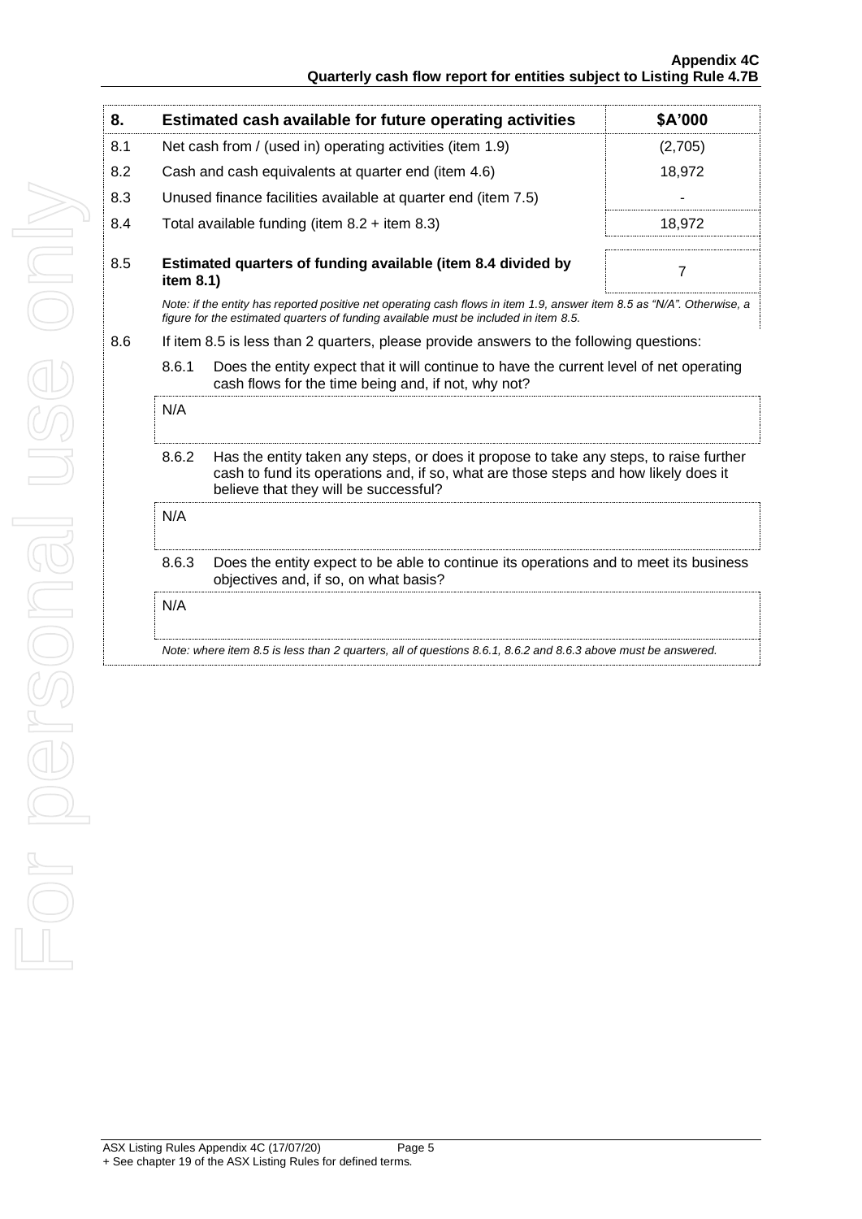| 8. | Estimated cash available for future operating activities | $A'000 |
|---|---|---|
| 8.1 | Net cash from / (used in) operating activities (item 1.9) | (2,705) |
| 8.2 | Cash and cash equivalents at quarter end (item 4.6) | 18,972 |
| 8.3 | Unused finance facilities available at quarter end (item 7.5) | - |
| 8.4 | Total available funding (item 8.2 + item 8.3) | 18,972 |
| 8.5 | **Estimated quarters of funding available (item 8.4 divided by item 8.1)** | 7 |

*Note: if the entity has reported positive net operating cash flows in item 1.9, answer item 8.5 as "N/A". Otherwise, a figure for the estimated quarters of funding available must be included in item 8.5.*

8.6 If item 8.5 is less than 2 quarters, please provide answers to the following questions:

8.6.1 Does the entity expect that it will continue to have the current level of net operating cash flows for the time being and, if not, why not?

N/A

8.6.2 Has the entity taken any steps, or does it propose to take any steps, to raise further cash to fund its operations and, if so, what are those steps and how likely does it believe that they will be successful?

N/A

8.6.3 Does the entity expect to be able to continue its operations and to meet its business objectives and, if so, on what basis?

N/A

*Note: where item 8.5 is less than 2 quarters, all of questions 8.6.1, 8.6.2 and 8.6.3 above must be answered.*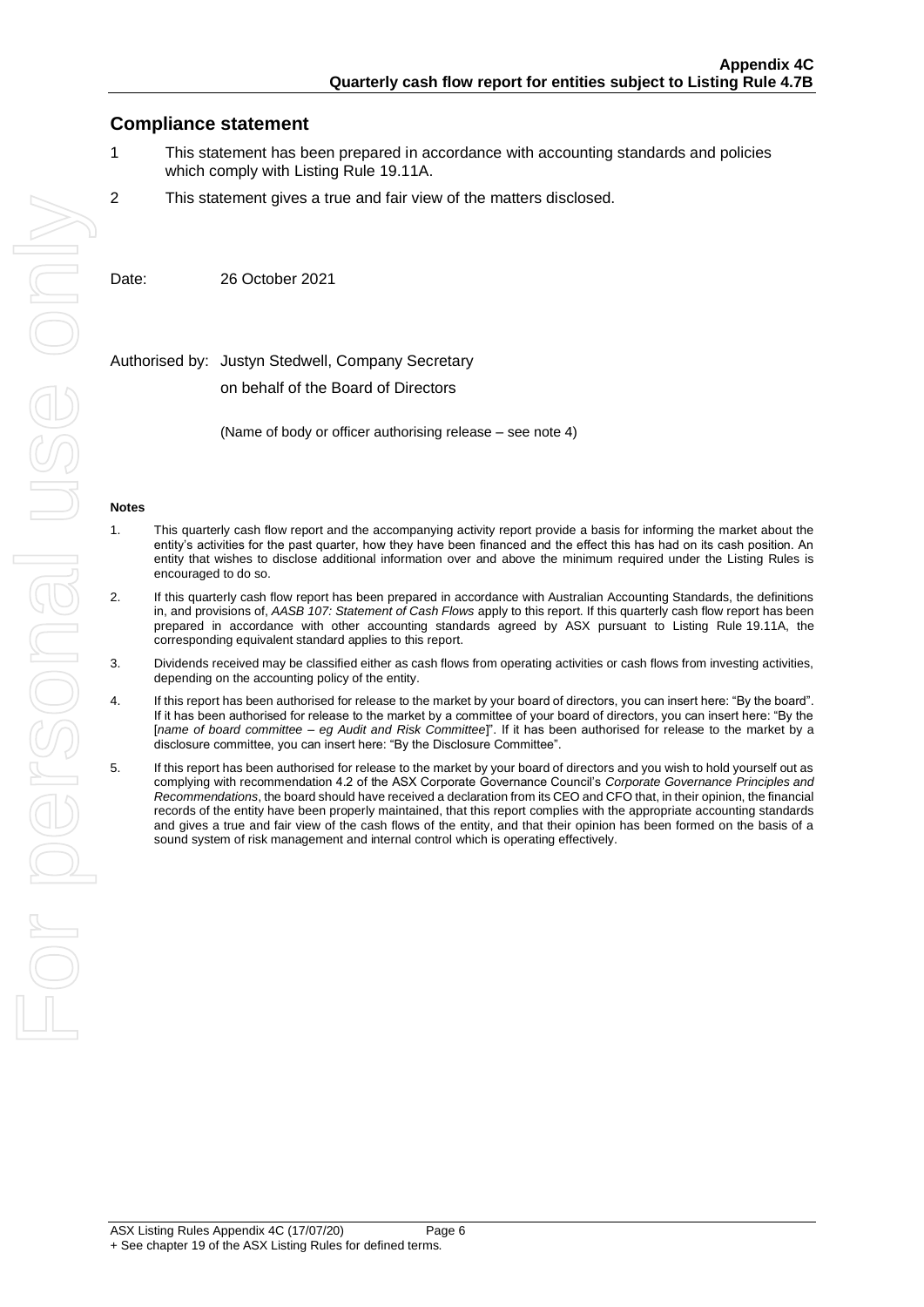## Compliance statement

1. This statement has been prepared in accordance with accounting standards and policies which comply with Listing Rule 19.11A.

2. This statement gives a true and fair view of the matters disclosed.

Date: 26 October 2021

Authorised by: Justyn Stedwell, Company Secretary
on behalf of the Board of Directors

(Name of body or officer authorising release – see note 4)

**Notes**

1. This quarterly cash flow report and the accompanying activity report provide a basis for informing the market about the entity's activities for the past quarter, how they have been financed and the effect this has had on its cash position. An entity that wishes to disclose additional information over and above the minimum required under the Listing Rules is encouraged to do so.

2. If this quarterly cash flow report has been prepared in accordance with Australian Accounting Standards, the definitions in, and provisions of, *AASB 107: Statement of Cash Flows* apply to this report. If this quarterly cash flow report has been prepared in accordance with other accounting standards agreed by ASX pursuant to Listing Rule 19.11A, the corresponding equivalent standard applies to this report.

3. Dividends received may be classified either as cash flows from operating activities or cash flows from investing activities, depending on the accounting policy of the entity.

4. If this report has been authorised for release to the market by your board of directors, you can insert here: "By the board". If it has been authorised for release to the market by a committee of your board of directors, you can insert here: "By the [*name of board committee – eg Audit and Risk Committee*]". If it has been authorised for release to the market by a disclosure committee, you can insert here: "By the Disclosure Committee".

5. If this report has been authorised for release to the market by your board of directors and you wish to hold yourself out as complying with recommendation 4.2 of the ASX Corporate Governance Council's *Corporate Governance Principles and Recommendations*, the board should have received a declaration from its CEO and CFO that, in their opinion, the financial records of the entity have been properly maintained, that this report complies with the appropriate accounting standards and gives a true and fair view of the cash flows of the entity, and that their opinion has been formed on the basis of a sound system of risk management and internal control which is operating effectively.